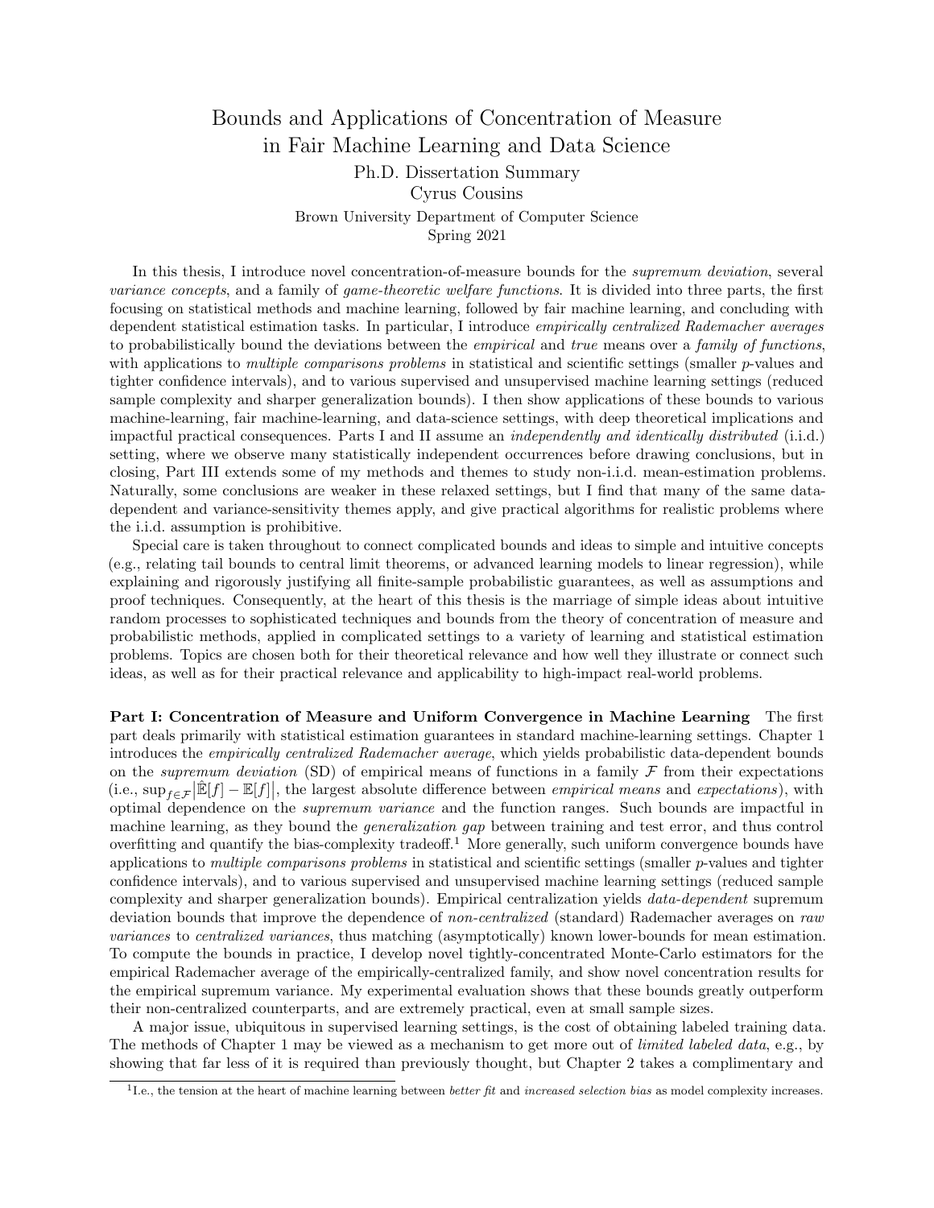# Bounds and Applications of Concentration of Measure in Fair Machine Learning and Data Science

Ph.D. Dissertation Summary

Cyrus Cousins

Brown University Department of Computer Science

Spring 2021

In this thesis, I introduce novel concentration-of-measure bounds for the *supremum deviation*, several *variance concepts*, and a family of *game-theoretic welfare functions*. It is divided into three parts, the first focusing on statistical methods and machine learning, followed by fair machine learning, and concluding with dependent statistical estimation tasks. In particular, I introduce *empirically centralized Rademacher averages* to probabilistically bound the deviations between the *empirical* and *true* means over a *family of functions*, with applications to *multiple comparisons problems* in statistical and scientific settings (smaller $p$-values and tighter confidence intervals), and to various supervised and unsupervised machine learning settings (reduced sample complexity and sharper generalization bounds). I then show applications of these bounds to various machine-learning, fair machine-learning, and data-science settings, with deep theoretical implications and impactful practical consequences. Parts I and II assume an *independently and identically distributed* (i.i.d.) setting, where we observe many statistically independent occurrences before drawing conclusions, but in closing, Part III extends some of my methods and themes to study non-i.i.d. mean-estimation problems. Naturally, some conclusions are weaker in these relaxed settings, but I find that many of the same data-dependent and variance-sensitivity themes apply, and give practical algorithms for realistic problems where the i.i.d. assumption is prohibitive.

Special care is taken throughout to connect complicated bounds and ideas to simple and intuitive concepts (e.g., relating tail bounds to central limit theorems, or advanced learning models to linear regression), while explaining and rigorously justifying all finite-sample probabilistic guarantees, as well as assumptions and proof techniques. Consequently, at the heart of this thesis is the marriage of simple ideas about intuitive random processes to sophisticated techniques and bounds from the theory of concentration of measure and probabilistic methods, applied in complicated settings to a variety of learning and statistical estimation problems. Topics are chosen both for their theoretical relevance and how well they illustrate or connect such ideas, as well as for their practical relevance and applicability to high-impact real-world problems.

**Part I: Concentration of Measure and Uniform Convergence in Machine Learning** The first part deals primarily with statistical estimation guarantees in standard machine-learning settings. Chapter 1 introduces the *empirically centralized Rademacher average*, which yields probabilistic data-dependent bounds on the *supremum deviation* (SD) of empirical means of functions in a family $\mathcal{F}$ from their expectations (i.e., $\sup_{f \in \mathcal{F}} |\hat{\mathbb{E}}[f] - \mathbb{E}[f]|$, the largest absolute difference between *empirical means* and *expectations*), with optimal dependence on the *supremum variance* and the function ranges. Such bounds are impactful in machine learning, as they bound the *generalization gap* between training and test error, and thus control overfitting and quantify the bias-complexity tradeoff.[1] More generally, such uniform convergence bounds have applications to *multiple comparisons problems* in statistical and scientific settings (smaller $p$-values and tighter confidence intervals), and to various supervised and unsupervised machine learning settings (reduced sample complexity and sharper generalization bounds). Empirical centralization yields *data-dependent* supremum deviation bounds that improve the dependence of *non-centralized* (standard) Rademacher averages on *raw variances* to *centralized variances*, thus matching (asymptotically) known lower-bounds for mean estimation. To compute the bounds in practice, I develop novel tightly-concentrated Monte-Carlo estimators for the empirical Rademacher average of the empirically-centralized family, and show novel concentration results for the empirical supremum variance. My experimental evaluation shows that these bounds greatly outperform their non-centralized counterparts, and are extremely practical, even at small sample sizes.

A major issue, ubiquitous in supervised learning settings, is the cost of obtaining labeled training data. The methods of Chapter 1 may be viewed as a mechanism to get more out of *limited labeled data*, e.g., by showing that far less of it is required than previously thought, but Chapter 2 takes a complimentary and

[1] I.e., the tension at the heart of machine learning between *better fit* and *increased selection bias* as model complexity increases.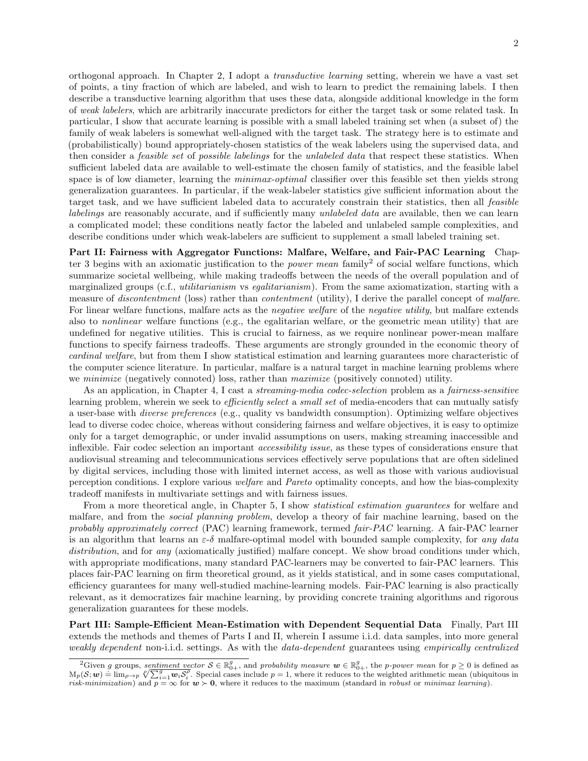orthogonal approach. In Chapter 2, I adopt a *transductive learning* setting, wherein we have a vast set of points, a tiny fraction of which are labeled, and wish to learn to predict the remaining labels. I then describe a transductive learning algorithm that uses these data, alongside additional knowledge in the form of *weak labelers*, which are arbitrarily inaccurate predictors for either the target task or some related task. In particular, I show that accurate learning is possible with a small labeled training set when (a subset of) the family of weak labelers is somewhat well-aligned with the target task. The strategy here is to estimate and (probabilistically) bound appropriately-chosen statistics of the weak labelers using the supervised data, and then consider a *feasible set* of *possible labelings* for the *unlabeled data* that respect these statistics. When sufficient labeled data are available to well-estimate the chosen family of statistics, and the feasible label space is of low diameter, learning the *minimax-optimal* classifier over this feasible set then yields strong generalization guarantees. In particular, if the weak-labeler statistics give sufficient information about the target task, and we have sufficient labeled data to accurately constrain their statistics, then all *feasible labelings* are reasonably accurate, and if sufficiently many *unlabeled data* are available, then we can learn a complicated model; these conditions neatly factor the labeled and unlabeled sample complexities, and describe conditions under which weak-labelers are sufficient to supplement a small labeled training set.

**Part II: Fairness with Aggregator Functions: Malfare, Welfare, and Fair-PAC Learning** Chapter 3 begins with an axiomatic justification to the *power mean* family[2] of social welfare functions, which summarize societal wellbeing, while making tradeoffs between the needs of the overall population and of marginalized groups (c.f., *utilitarianism* vs *egalitarianism*). From the same axiomatization, starting with a measure of *discontentment* (loss) rather than *contentment* (utility), I derive the parallel concept of *malfare*. For linear welfare functions, malfare acts as the *negative welfare* of the *negative utility*, but malfare extends also to *nonlinear* welfare functions (e.g., the egalitarian welfare, or the geometric mean utility) that are undefined for negative utilities. This is crucial to fairness, as we require nonlinear power-mean malfare functions to specify fairness tradeoffs. These arguments are strongly grounded in the economic theory of *cardinal welfare*, but from them I show statistical estimation and learning guarantees more characteristic of the computer science literature. In particular, malfare is a natural target in machine learning problems where we *minimize* (negatively connoted) loss, rather than *maximize* (positively connoted) utility.

As an application, in Chapter 4, I cast a *streaming-media codec-selection* problem as a *fairness-sensitive* learning problem, wherein we seek to *efficiently select* a *small set* of media-encoders that can mutually satisfy a user-base with *diverse preferences* (e.g., quality vs bandwidth consumption). Optimizing welfare objectives lead to diverse codec choice, whereas without considering fairness and welfare objectives, it is easy to optimize only for a target demographic, or under invalid assumptions on users, making streaming inaccessible and inflexible. Fair codec selection an important *accessibility issue*, as these types of considerations ensure that audiovisual streaming and telecommunications services effectively serve populations that are often sidelined by digital services, including those with limited internet access, as well as those with various audiovisual perception conditions. I explore various *welfare* and *Pareto* optimality concepts, and how the bias-complexity tradeoff manifests in multivariate settings and with fairness issues.

From a more theoretical angle, in Chapter 5, I show *statistical estimation guarantees* for welfare and malfare, and from the *social planning problem*, develop a theory of fair machine learning, based on the *probably approximately correct* (PAC) learning framework, termed *fair-PAC* learning. A fair-PAC learner is an algorithm that learns an $\varepsilon$-$\delta$ malfare-optimal model with bounded sample complexity, for *any data distribution*, and for *any* (axiomatically justified) malfare concept. We show broad conditions under which, with appropriate modifications, many standard PAC-learners may be converted to fair-PAC learners. This places fair-PAC learning on firm theoretical ground, as it yields statistical, and in some cases computational, efficiency guarantees for many well-studied machine-learning models. Fair-PAC learning is also practically relevant, as it democratizes fair machine learning, by providing concrete training algorithms and rigorous generalization guarantees for these models.

**Part III: Sample-Efficient Mean-Estimation with Dependent Sequential Data** Finally, Part III extends the methods and themes of Parts I and II, wherein I assume i.i.d. data samples, into more general *weakly dependent* non-i.i.d. settings. As with the *data-dependent* guarantees using *empirically centralized*

---

[2] Given $g$ groups, *sentiment vector* $\mathcal{S} \in \mathbb{R}^g_{0+}$, and *probability measure* $\boldsymbol{w} \in \mathbb{R}^g_{0+}$, the $p$-*power mean* for $p \geq 0$ is defined as $\mathrm{M}_p(\mathcal{S}; \boldsymbol{w}) \doteq \lim_{\rho \to p} \sqrt[\rho]{\sum_{i=1}^{g} \boldsymbol{w}_i \mathcal{S}_i^{\rho}}$. Special cases include $p = 1$, where it reduces to the weighted arithmetic mean (ubiquitous in *risk-minimization*) and $p = \infty$ for $\boldsymbol{w} \succ \mathbf{0}$, where it reduces to the maximum (standard in *robust* or *minimax learning*).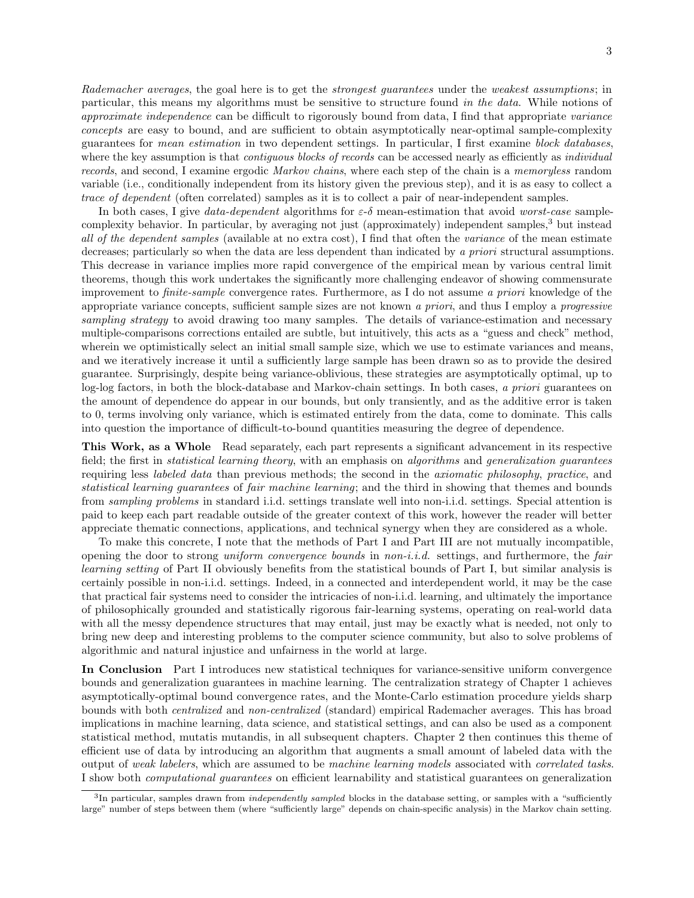*Rademacher averages*, the goal here is to get the *strongest guarantees* under the *weakest assumptions*; in particular, this means my algorithms must be sensitive to structure found *in the data*. While notions of *approximate independence* can be difficult to rigorously bound from data, I find that appropriate *variance concepts* are easy to bound, and are sufficient to obtain asymptotically near-optimal sample-complexity guarantees for *mean estimation* in two dependent settings. In particular, I first examine *block databases*, where the key assumption is that *contiguous blocks of records* can be accessed nearly as efficiently as *individual records*, and second, I examine ergodic *Markov chains*, where each step of the chain is a *memoryless* random variable (i.e., conditionally independent from its history given the previous step), and it is as easy to collect a *trace of dependent* (often correlated) samples as it is to collect a pair of near-independent samples.

In both cases, I give *data-dependent* algorithms for $\varepsilon$-$\delta$ mean-estimation that avoid *worst-case* sample-complexity behavior. In particular, by averaging not just (approximately) independent samples,[3] but instead *all of the dependent samples* (available at no extra cost), I find that often the *variance* of the mean estimate decreases; particularly so when the data are less dependent than indicated by *a priori* structural assumptions. This decrease in variance implies more rapid convergence of the empirical mean by various central limit theorems, though this work undertakes the significantly more challenging endeavor of showing commensurate improvement to *finite-sample* convergence rates. Furthermore, as I do not assume *a priori* knowledge of the appropriate variance concepts, sufficient sample sizes are not known *a priori*, and thus I employ a *progressive sampling strategy* to avoid drawing too many samples. The details of variance-estimation and necessary multiple-comparisons corrections entailed are subtle, but intuitively, this acts as a "guess and check" method, wherein we optimistically select an initial small sample size, which we use to estimate variances and means, and we iteratively increase it until a sufficiently large sample has been drawn so as to provide the desired guarantee. Surprisingly, despite being variance-oblivious, these strategies are asymptotically optimal, up to log-log factors, in both the block-database and Markov-chain settings. In both cases, *a priori* guarantees on the amount of dependence do appear in our bounds, but only transiently, and as the additive error is taken to 0, terms involving only variance, which is estimated entirely from the data, come to dominate. This calls into question the importance of difficult-to-bound quantities measuring the degree of dependence.

**This Work, as a Whole** Read separately, each part represents a significant advancement in its respective field; the first in *statistical learning theory*, with an emphasis on *algorithms* and *generalization guarantees* requiring less *labeled data* than previous methods; the second in the *axiomatic philosophy*, *practice*, and *statistical learning guarantees* of *fair machine learning*; and the third in showing that themes and bounds from *sampling problems* in standard i.i.d. settings translate well into non-i.i.d. settings. Special attention is paid to keep each part readable outside of the greater context of this work, however the reader will better appreciate thematic connections, applications, and technical synergy when they are considered as a whole.

To make this concrete, I note that the methods of Part I and Part III are not mutually incompatible, opening the door to strong *uniform convergence bounds* in *non-i.i.d.* settings, and furthermore, the *fair learning setting* of Part II obviously benefits from the statistical bounds of Part I, but similar analysis is certainly possible in non-i.i.d. settings. Indeed, in a connected and interdependent world, it may be the case that practical fair systems need to consider the intricacies of non-i.i.d. learning, and ultimately the importance of philosophically grounded and statistically rigorous fair-learning systems, operating on real-world data with all the messy dependence structures that may entail, just may be exactly what is needed, not only to bring new deep and interesting problems to the computer science community, but also to solve problems of algorithmic and natural injustice and unfairness in the world at large.

**In Conclusion** Part I introduces new statistical techniques for variance-sensitive uniform convergence bounds and generalization guarantees in machine learning. The centralization strategy of Chapter 1 achieves asymptotically-optimal bound convergence rates, and the Monte-Carlo estimation procedure yields sharp bounds with both *centralized* and *non-centralized* (standard) empirical Rademacher averages. This has broad implications in machine learning, data science, and statistical settings, and can also be used as a component statistical method, mutatis mutandis, in all subsequent chapters. Chapter 2 then continues this theme of efficient use of data by introducing an algorithm that augments a small amount of labeled data with the output of *weak labelers*, which are assumed to be *machine learning models* associated with *correlated tasks*. I show both *computational guarantees* on efficient learnability and statistical guarantees on generalization

[3] In particular, samples drawn from *independently sampled* blocks in the database setting, or samples with a "sufficiently large" number of steps between them (where "sufficiently large" depends on chain-specific analysis) in the Markov chain setting.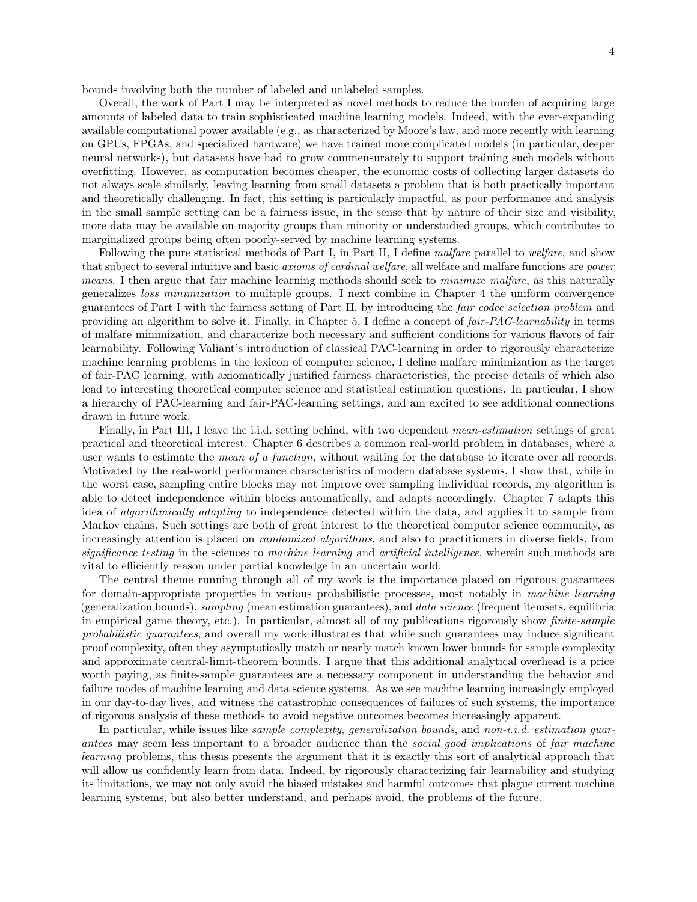bounds involving both the number of labeled and unlabeled samples.

Overall, the work of Part I may be interpreted as novel methods to reduce the burden of acquiring large amounts of labeled data to train sophisticated machine learning models. Indeed, with the ever-expanding available computational power available (e.g., as characterized by Moore's law, and more recently with learning on GPUs, FPGAs, and specialized hardware) we have trained more complicated models (in particular, deeper neural networks), but datasets have had to grow commensurately to support training such models without overfitting. However, as computation becomes cheaper, the economic costs of collecting larger datasets do not always scale similarly, leaving learning from small datasets a problem that is both practically important and theoretically challenging. In fact, this setting is particularly impactful, as poor performance and analysis in the small sample setting can be a fairness issue, in the sense that by nature of their size and visibility, more data may be available on majority groups than minority or understudied groups, which contributes to marginalized groups being often poorly-served by machine learning systems.

Following the pure statistical methods of Part I, in Part II, I define *malfare* parallel to *welfare*, and show that subject to several intuitive and basic *axioms of cardinal welfare*, all welfare and malfare functions are *power means*. I then argue that fair machine learning methods should seek to *minimize malfare*, as this naturally generalizes *loss minimization* to multiple groups. I next combine in Chapter 4 the uniform convergence guarantees of Part I with the fairness setting of Part II, by introducing the *fair codec selection problem* and providing an algorithm to solve it. Finally, in Chapter 5, I define a concept of *fair-PAC-learnability* in terms of malfare minimization, and characterize both necessary and sufficient conditions for various flavors of fair learnability. Following Valiant's introduction of classical PAC-learning in order to rigorously characterize machine learning problems in the lexicon of computer science, I define malfare minimization as the target of fair-PAC learning, with axiomatically justified fairness characteristics, the precise details of which also lead to interesting theoretical computer science and statistical estimation questions. In particular, I show a hierarchy of PAC-learning and fair-PAC-learning settings, and am excited to see additional connections drawn in future work.

Finally, in Part III, I leave the i.i.d. setting behind, with two dependent *mean-estimation* settings of great practical and theoretical interest. Chapter 6 describes a common real-world problem in databases, where a user wants to estimate the *mean of a function*, without waiting for the database to iterate over all records. Motivated by the real-world performance characteristics of modern database systems, I show that, while in the worst case, sampling entire blocks may not improve over sampling individual records, my algorithm is able to detect independence within blocks automatically, and adapts accordingly. Chapter 7 adapts this idea of *algorithmically adapting* to independence detected within the data, and applies it to sample from Markov chains. Such settings are both of great interest to the theoretical computer science community, as increasingly attention is placed on *randomized algorithms*, and also to practitioners in diverse fields, from *significance testing* in the sciences to *machine learning* and *artificial intelligence*, wherein such methods are vital to efficiently reason under partial knowledge in an uncertain world.

The central theme running through all of my work is the importance placed on rigorous guarantees for domain-appropriate properties in various probabilistic processes, most notably in *machine learning* (generalization bounds), *sampling* (mean estimation guarantees), and *data science* (frequent itemsets, equilibria in empirical game theory, etc.). In particular, almost all of my publications rigorously show *finite-sample probabilistic guarantees*, and overall my work illustrates that while such guarantees may induce significant proof complexity, often they asymptotically match or nearly match known lower bounds for sample complexity and approximate central-limit-theorem bounds. I argue that this additional analytical overhead is a price worth paying, as finite-sample guarantees are a necessary component in understanding the behavior and failure modes of machine learning and data science systems. As we see machine learning increasingly employed in our day-to-day lives, and witness the catastrophic consequences of failures of such systems, the importance of rigorous analysis of these methods to avoid negative outcomes becomes increasingly apparent.

In particular, while issues like *sample complexity*, *generalization bounds*, and *non-i.i.d. estimation guarantees* may seem less important to a broader audience than the *social good implications* of *fair machine learning* problems, this thesis presents the argument that it is exactly this sort of analytical approach that will allow us confidently learn from data. Indeed, by rigorously characterizing fair learnability and studying its limitations, we may not only avoid the biased mistakes and harmful outcomes that plague current machine learning systems, but also better understand, and perhaps avoid, the problems of the future.